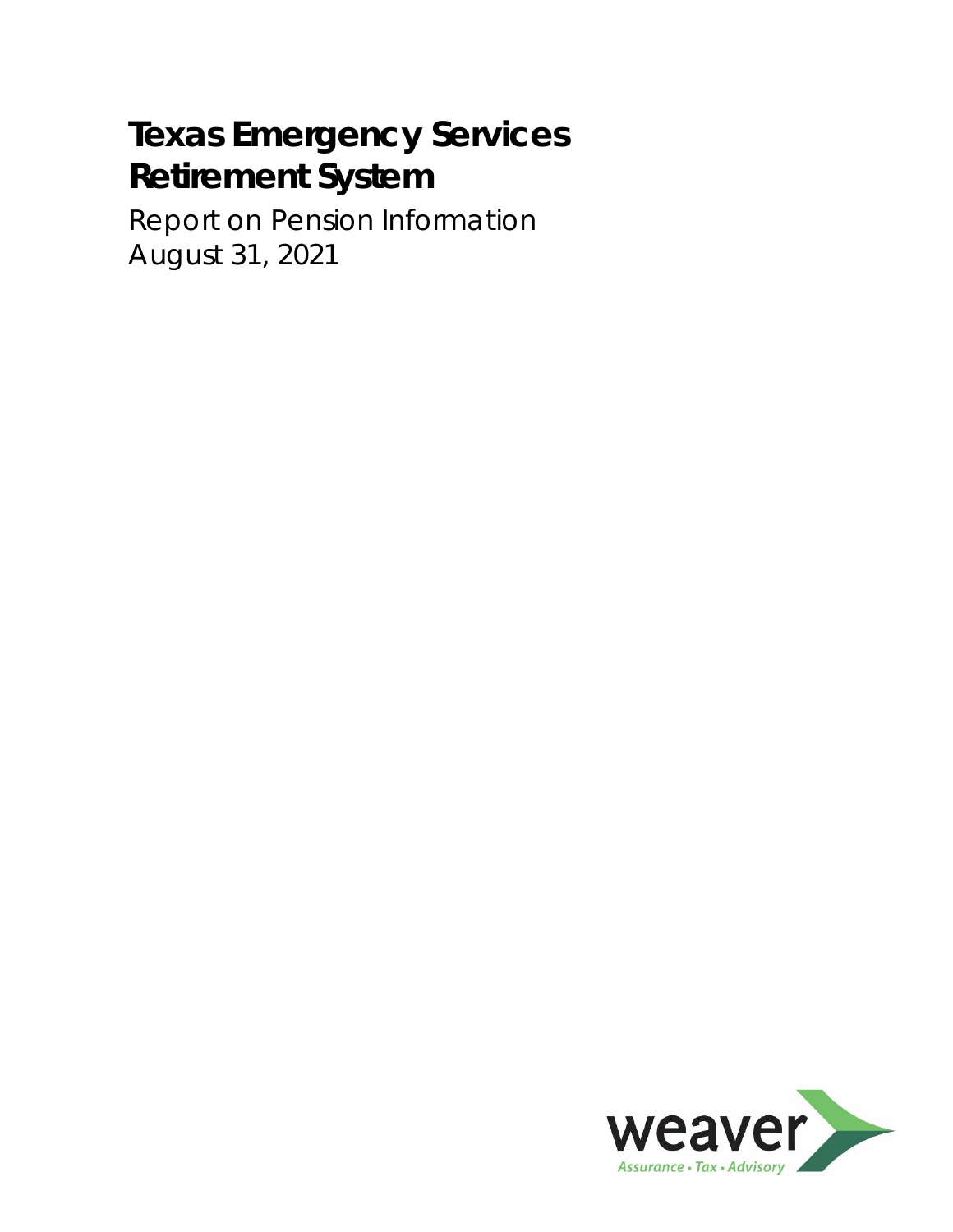# Texas Emergency Services Retirement System

Report on Pension Information
August 31, 2021

weaver
Assurance • Tax • Advisory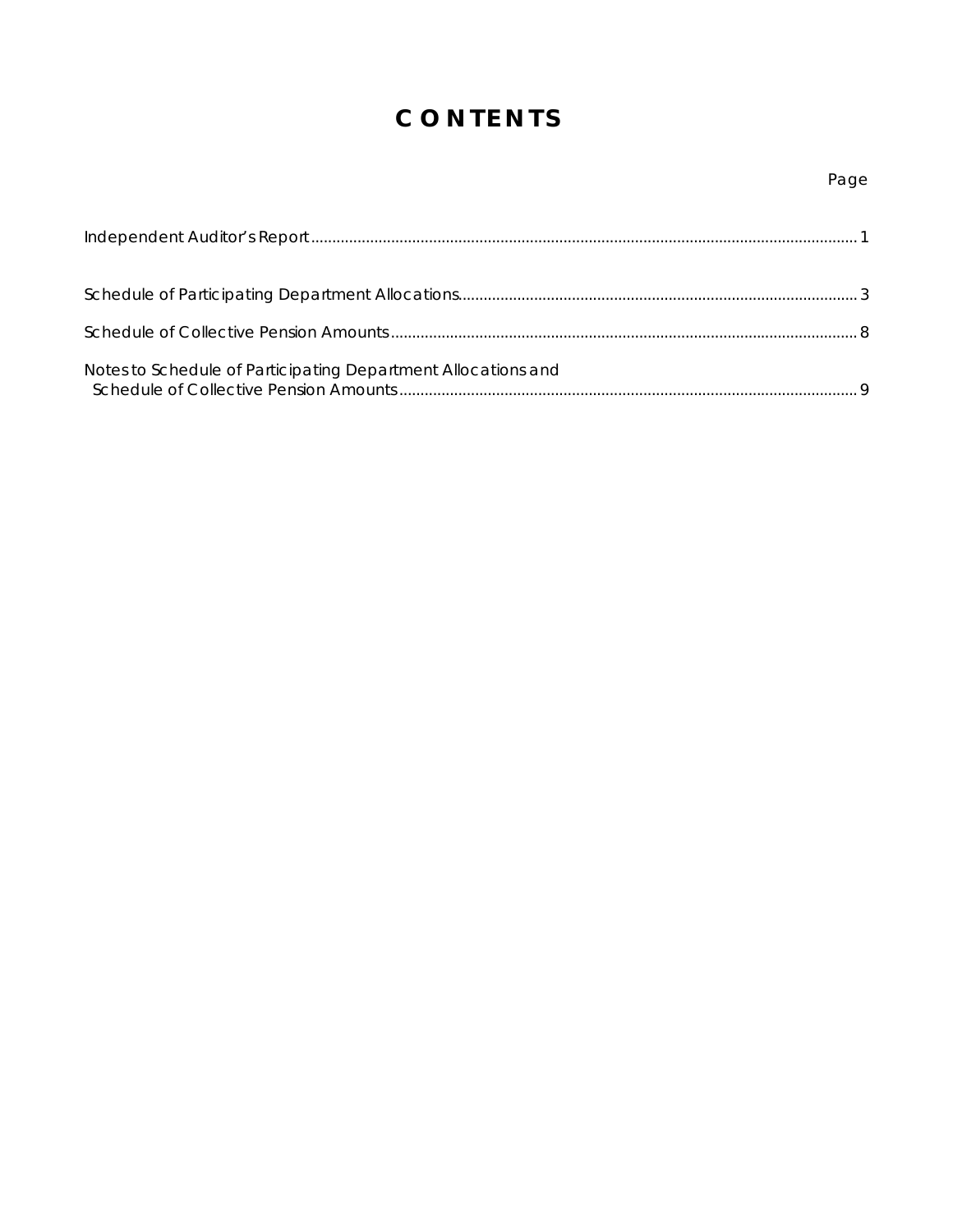# CONTENTS

| | Page |
|---|---|
| Independent Auditor's Report | 1 |
| Schedule of Participating Department Allocations | 3 |
| Schedule of Collective Pension Amounts | 8 |
| Notes to Schedule of Participating Department Allocations and Schedule of Collective Pension Amounts | 9 |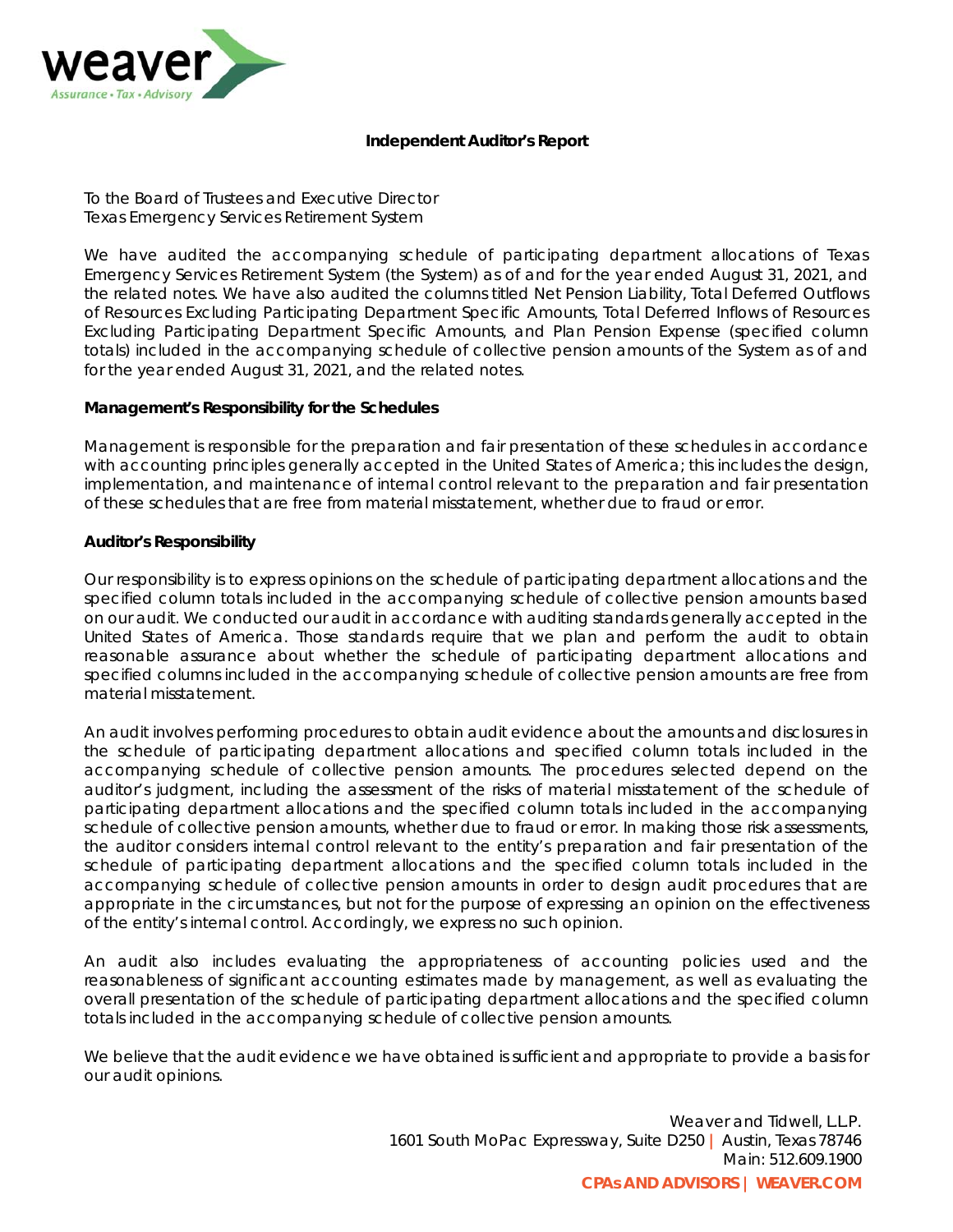# Independent Auditor's Report

To the Board of Trustees and Executive Director
Texas Emergency Services Retirement System

We have audited the accompanying schedule of participating department allocations of Texas Emergency Services Retirement System (the System) as of and for the year ended August 31, 2021, and the related notes. We have also audited the columns titled Net Pension Liability, Total Deferred Outflows of Resources Excluding Participating Department Specific Amounts, Total Deferred Inflows of Resources Excluding Participating Department Specific Amounts, and Plan Pension Expense (specified column totals) included in the accompanying schedule of collective pension amounts of the System as of and for the year ended August 31, 2021, and the related notes.

**Management's Responsibility for the Schedules**

Management is responsible for the preparation and fair presentation of these schedules in accordance with accounting principles generally accepted in the United States of America; this includes the design, implementation, and maintenance of internal control relevant to the preparation and fair presentation of these schedules that are free from material misstatement, whether due to fraud or error.

**Auditor's Responsibility**

Our responsibility is to express opinions on the schedule of participating department allocations and the specified column totals included in the accompanying schedule of collective pension amounts based on our audit. We conducted our audit in accordance with auditing standards generally accepted in the United States of America. Those standards require that we plan and perform the audit to obtain reasonable assurance about whether the schedule of participating department allocations and specified columns included in the accompanying schedule of collective pension amounts are free from material misstatement.

An audit involves performing procedures to obtain audit evidence about the amounts and disclosures in the schedule of participating department allocations and specified column totals included in the accompanying schedule of collective pension amounts. The procedures selected depend on the auditor's judgment, including the assessment of the risks of material misstatement of the schedule of participating department allocations and the specified column totals included in the accompanying schedule of collective pension amounts, whether due to fraud or error. In making those risk assessments, the auditor considers internal control relevant to the entity's preparation and fair presentation of the schedule of participating department allocations and the specified column totals included in the accompanying schedule of collective pension amounts in order to design audit procedures that are appropriate in the circumstances, but not for the purpose of expressing an opinion on the effectiveness of the entity's internal control. Accordingly, we express no such opinion.

An audit also includes evaluating the appropriateness of accounting policies used and the reasonableness of significant accounting estimates made by management, as well as evaluating the overall presentation of the schedule of participating department allocations and the specified column totals included in the accompanying schedule of collective pension amounts.

We believe that the audit evidence we have obtained is sufficient and appropriate to provide a basis for our audit opinions.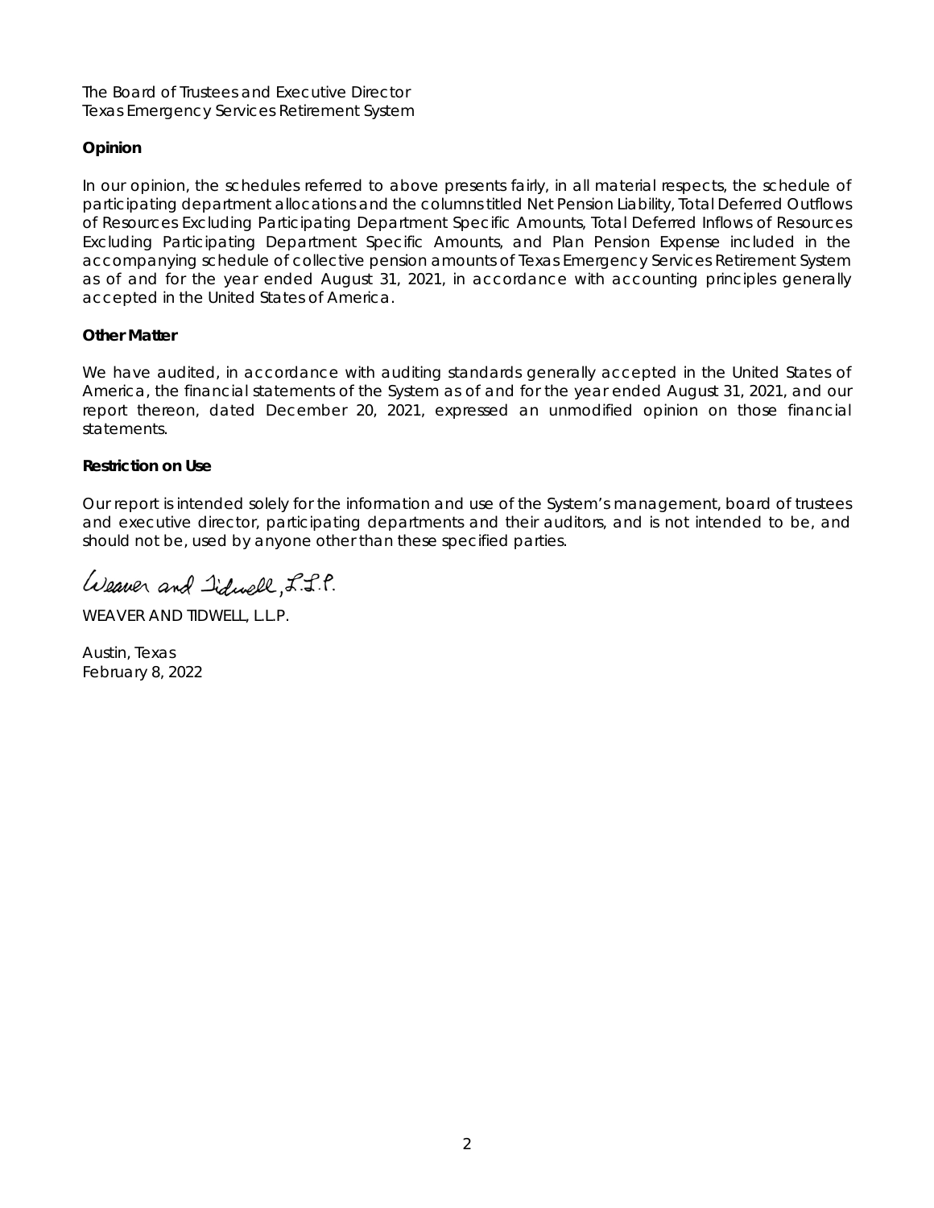The Board of Trustees and Executive Director
Texas Emergency Services Retirement System

**Opinion**

In our opinion, the schedules referred to above presents fairly, in all material respects, the schedule of participating department allocations and the columns titled Net Pension Liability, Total Deferred Outflows of Resources Excluding Participating Department Specific Amounts, Total Deferred Inflows of Resources Excluding Participating Department Specific Amounts, and Plan Pension Expense included in the accompanying schedule of collective pension amounts of Texas Emergency Services Retirement System as of and for the year ended August 31, 2021, in accordance with accounting principles generally accepted in the United States of America.

**Other Matter**

We have audited, in accordance with auditing standards generally accepted in the United States of America, the financial statements of the System as of and for the year ended August 31, 2021, and our report thereon, dated December 20, 2021, expressed an unmodified opinion on those financial statements.

**Restriction on Use**

Our report is intended solely for the information and use of the System's management, board of trustees and executive director, participating departments and their auditors, and is not intended to be, and should not be, used by anyone other than these specified parties.

Weaver and Tidwell, L.L.P.

WEAVER AND TIDWELL, L.L.P.

Austin, Texas
February 8, 2022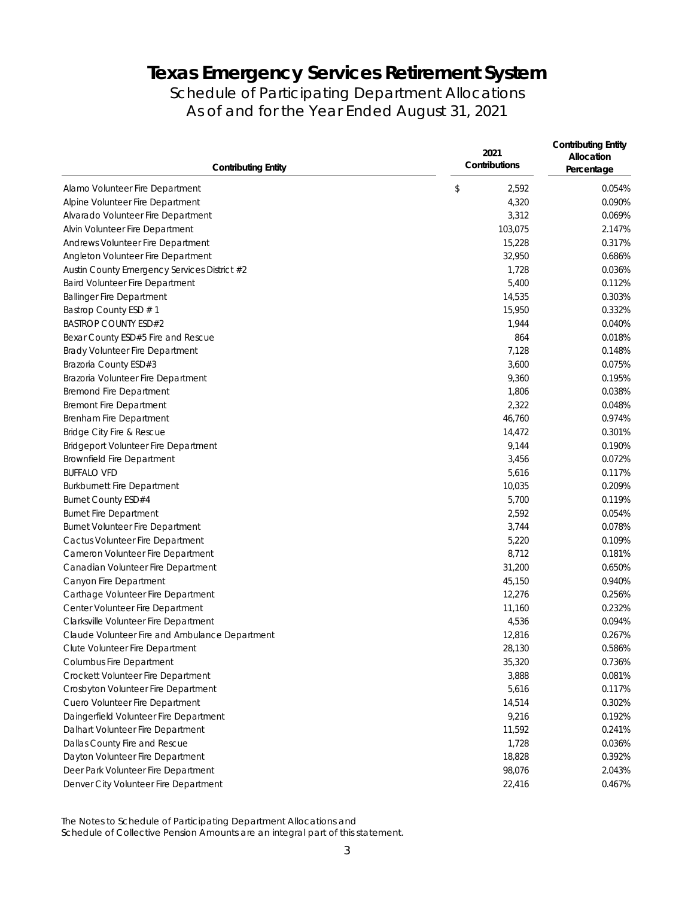# Texas Emergency Services Retirement System

## Schedule of Participating Department Allocations
## As of and for the Year Ended August 31, 2021

| Contributing Entity | 2021 Contributions | Contributing Entity Allocation Percentage |
|---|---|---|
| Alamo Volunteer Fire Department | $ 2,592 | 0.054% |
| Alpine Volunteer Fire Department | 4,320 | 0.090% |
| Alvarado Volunteer Fire Department | 3,312 | 0.069% |
| Alvin Volunteer Fire Department | 103,075 | 2.147% |
| Andrews Volunteer Fire Department | 15,228 | 0.317% |
| Angleton Volunteer Fire Department | 32,950 | 0.686% |
| Austin County Emergency Services District #2 | 1,728 | 0.036% |
| Baird Volunteer Fire Department | 5,400 | 0.112% |
| Ballinger Fire Department | 14,535 | 0.303% |
| Bastrop County ESD # 1 | 15,950 | 0.332% |
| BASTROP COUNTY ESD#2 | 1,944 | 0.040% |
| Bexar County ESD#5 Fire and Rescue | 864 | 0.018% |
| Brady Volunteer Fire Department | 7,128 | 0.148% |
| Brazoria County ESD#3 | 3,600 | 0.075% |
| Brazoria Volunteer Fire Department | 9,360 | 0.195% |
| Bremond Fire Department | 1,806 | 0.038% |
| Bremont Fire Department | 2,322 | 0.048% |
| Brenham Fire Department | 46,760 | 0.974% |
| Bridge City Fire & Rescue | 14,472 | 0.301% |
| Bridgeport Volunteer Fire Department | 9,144 | 0.190% |
| Brownfield Fire Department | 3,456 | 0.072% |
| BUFFALO VFD | 5,616 | 0.117% |
| Burkburnett Fire Department | 10,035 | 0.209% |
| Burnet County ESD#4 | 5,700 | 0.119% |
| Burnet Fire Department | 2,592 | 0.054% |
| Burnet Volunteer Fire Department | 3,744 | 0.078% |
| Cactus Volunteer Fire Department | 5,220 | 0.109% |
| Cameron Volunteer Fire Department | 8,712 | 0.181% |
| Canadian Volunteer Fire Department | 31,200 | 0.650% |
| Canyon Fire Department | 45,150 | 0.940% |
| Carthage Volunteer Fire Department | 12,276 | 0.256% |
| Center Volunteer Fire Department | 11,160 | 0.232% |
| Clarksville Volunteer Fire Department | 4,536 | 0.094% |
| Claude Volunteer Fire and Ambulance Department | 12,816 | 0.267% |
| Clute Volunteer Fire Department | 28,130 | 0.586% |
| Columbus Fire Department | 35,320 | 0.736% |
| Crockett Volunteer Fire Department | 3,888 | 0.081% |
| Crosbyton Volunteer Fire Department | 5,616 | 0.117% |
| Cuero Volunteer Fire Department | 14,514 | 0.302% |
| Daingerfield Volunteer Fire Department | 9,216 | 0.192% |
| Dalhart Volunteer Fire Department | 11,592 | 0.241% |
| Dallas County Fire and Rescue | 1,728 | 0.036% |
| Dayton Volunteer Fire Department | 18,828 | 0.392% |
| Deer Park Volunteer Fire Department | 98,076 | 2.043% |
| Denver City Volunteer Fire Department | 22,416 | 0.467% |

The Notes to Schedule of Participating Department Allocations and Schedule of Collective Pension Amounts are an integral part of this statement.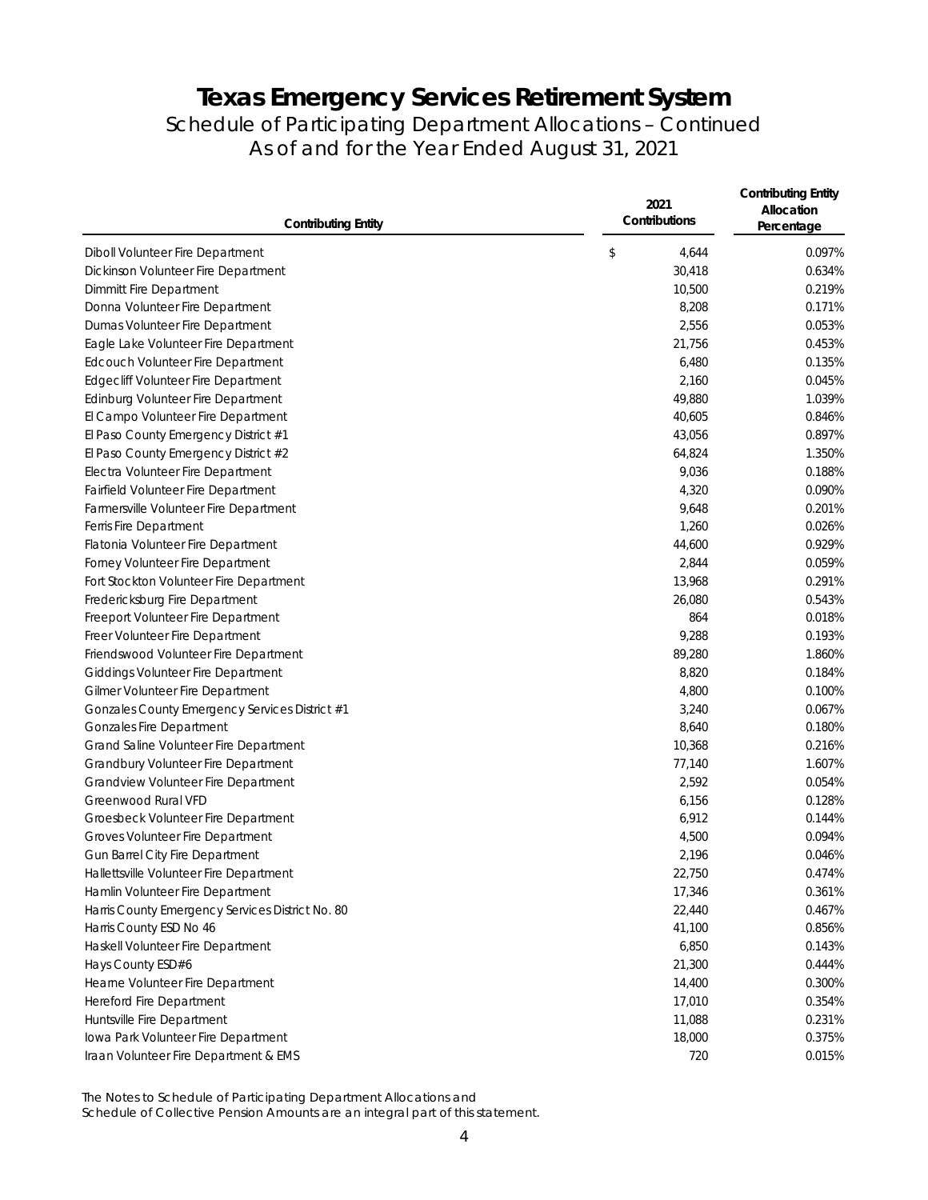# Texas Emergency Services Retirement System

## Schedule of Participating Department Allocations – Continued
## As of and for the Year Ended August 31, 2021

| Contributing Entity | 2021 Contributions | Contributing Entity Allocation Percentage |
|---|---|---|
| Diboll Volunteer Fire Department | $ 4,644 | 0.097% |
| Dickinson Volunteer Fire Department | 30,418 | 0.634% |
| Dimmitt Fire Department | 10,500 | 0.219% |
| Donna Volunteer Fire Department | 8,208 | 0.171% |
| Dumas Volunteer Fire Department | 2,556 | 0.053% |
| Eagle Lake Volunteer Fire Department | 21,756 | 0.453% |
| Edcouch Volunteer Fire Department | 6,480 | 0.135% |
| Edgecliff Volunteer Fire Department | 2,160 | 0.045% |
| Edinburg Volunteer Fire Department | 49,880 | 1.039% |
| El Campo Volunteer Fire Department | 40,605 | 0.846% |
| El Paso County Emergency District #1 | 43,056 | 0.897% |
| El Paso County Emergency District #2 | 64,824 | 1.350% |
| Electra Volunteer Fire Department | 9,036 | 0.188% |
| Fairfield Volunteer Fire Department | 4,320 | 0.090% |
| Farmersville Volunteer Fire Department | 9,648 | 0.201% |
| Ferris Fire Department | 1,260 | 0.026% |
| Flatonia Volunteer Fire Department | 44,600 | 0.929% |
| Forney Volunteer Fire Department | 2,844 | 0.059% |
| Fort Stockton Volunteer Fire Department | 13,968 | 0.291% |
| Fredericksburg Fire Department | 26,080 | 0.543% |
| Freeport Volunteer Fire Department | 864 | 0.018% |
| Freer Volunteer Fire Department | 9,288 | 0.193% |
| Friendswood Volunteer Fire Department | 89,280 | 1.860% |
| Giddings Volunteer Fire Department | 8,820 | 0.184% |
| Gilmer Volunteer Fire Department | 4,800 | 0.100% |
| Gonzales County Emergency Services District #1 | 3,240 | 0.067% |
| Gonzales Fire Department | 8,640 | 0.180% |
| Grand Saline Volunteer Fire Department | 10,368 | 0.216% |
| Grandbury Volunteer Fire Department | 77,140 | 1.607% |
| Grandview Volunteer Fire Department | 2,592 | 0.054% |
| Greenwood Rural VFD | 6,156 | 0.128% |
| Groesbeck Volunteer Fire Department | 6,912 | 0.144% |
| Groves Volunteer Fire Department | 4,500 | 0.094% |
| Gun Barrel City Fire Department | 2,196 | 0.046% |
| Hallettsville Volunteer Fire Department | 22,750 | 0.474% |
| Hamlin Volunteer Fire Department | 17,346 | 0.361% |
| Harris County Emergency Services District No. 80 | 22,440 | 0.467% |
| Harris County ESD No 46 | 41,100 | 0.856% |
| Haskell Volunteer Fire Department | 6,850 | 0.143% |
| Hays County ESD#6 | 21,300 | 0.444% |
| Hearne Volunteer Fire Department | 14,400 | 0.300% |
| Hereford Fire Department | 17,010 | 0.354% |
| Huntsville Fire Department | 11,088 | 0.231% |
| Iowa Park Volunteer Fire Department | 18,000 | 0.375% |
| Iraan Volunteer Fire Department & EMS | 720 | 0.015% |

The Notes to Schedule of Participating Department Allocations and Schedule of Collective Pension Amounts are an integral part of this statement.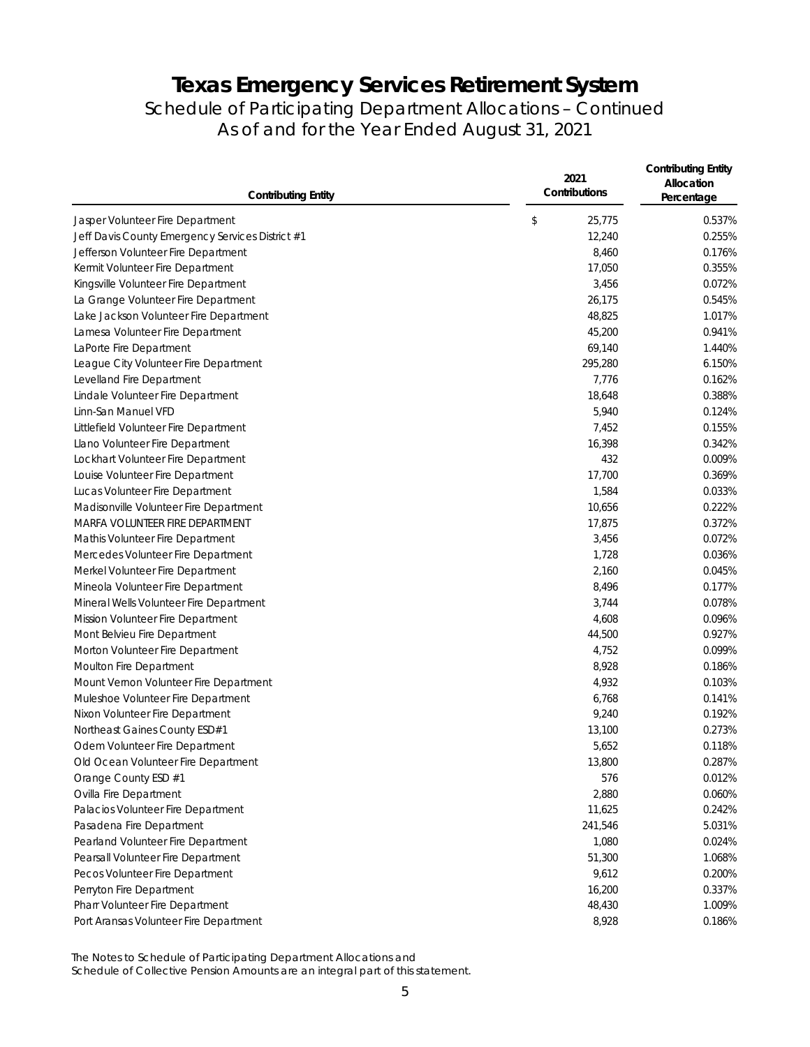# Texas Emergency Services Retirement System

## Schedule of Participating Department Allocations – Continued
## As of and for the Year Ended August 31, 2021

| Contributing Entity | 2021 Contributions | Contributing Entity Allocation Percentage |
|---|---|---|
| Jasper Volunteer Fire Department | $ 25,775 | 0.537% |
| Jeff Davis County Emergency Services District #1 | 12,240 | 0.255% |
| Jefferson Volunteer Fire Department | 8,460 | 0.176% |
| Kermit Volunteer Fire Department | 17,050 | 0.355% |
| Kingsville Volunteer Fire Department | 3,456 | 0.072% |
| La Grange Volunteer Fire Department | 26,175 | 0.545% |
| Lake Jackson Volunteer Fire Department | 48,825 | 1.017% |
| Lamesa Volunteer Fire Department | 45,200 | 0.941% |
| LaPorte Fire Department | 69,140 | 1.440% |
| League City Volunteer Fire Department | 295,280 | 6.150% |
| Levelland Fire Department | 7,776 | 0.162% |
| Lindale Volunteer Fire Department | 18,648 | 0.388% |
| Linn-San Manuel VFD | 5,940 | 0.124% |
| Littlefield Volunteer Fire Department | 7,452 | 0.155% |
| Llano Volunteer Fire Department | 16,398 | 0.342% |
| Lockhart Volunteer Fire Department | 432 | 0.009% |
| Louise Volunteer Fire Department | 17,700 | 0.369% |
| Lucas Volunteer Fire Department | 1,584 | 0.033% |
| Madisonville Volunteer Fire Department | 10,656 | 0.222% |
| MARFA VOLUNTEER FIRE DEPARTMENT | 17,875 | 0.372% |
| Mathis Volunteer Fire Department | 3,456 | 0.072% |
| Mercedes Volunteer Fire Department | 1,728 | 0.036% |
| Merkel Volunteer Fire Department | 2,160 | 0.045% |
| Mineola Volunteer Fire Department | 8,496 | 0.177% |
| Mineral Wells Volunteer Fire Department | 3,744 | 0.078% |
| Mission Volunteer Fire Department | 4,608 | 0.096% |
| Mont Belvieu Fire Department | 44,500 | 0.927% |
| Morton Volunteer Fire Department | 4,752 | 0.099% |
| Moulton Fire Department | 8,928 | 0.186% |
| Mount Vernon Volunteer Fire Department | 4,932 | 0.103% |
| Muleshoe Volunteer Fire Department | 6,768 | 0.141% |
| Nixon Volunteer Fire Department | 9,240 | 0.192% |
| Northeast Gaines County ESD#1 | 13,100 | 0.273% |
| Odem Volunteer Fire Department | 5,652 | 0.118% |
| Old Ocean Volunteer Fire Department | 13,800 | 0.287% |
| Orange County ESD #1 | 576 | 0.012% |
| Ovilla Fire Department | 2,880 | 0.060% |
| Palacios Volunteer Fire Department | 11,625 | 0.242% |
| Pasadena Fire Department | 241,546 | 5.031% |
| Pearland Volunteer Fire Department | 1,080 | 0.024% |
| Pearsall Volunteer Fire Department | 51,300 | 1.068% |
| Pecos Volunteer Fire Department | 9,612 | 0.200% |
| Perryton Fire Department | 16,200 | 0.337% |
| Pharr Volunteer Fire Department | 48,430 | 1.009% |
| Port Aransas Volunteer Fire Department | 8,928 | 0.186% |

The Notes to Schedule of Participating Department Allocations and Schedule of Collective Pension Amounts are an integral part of this statement.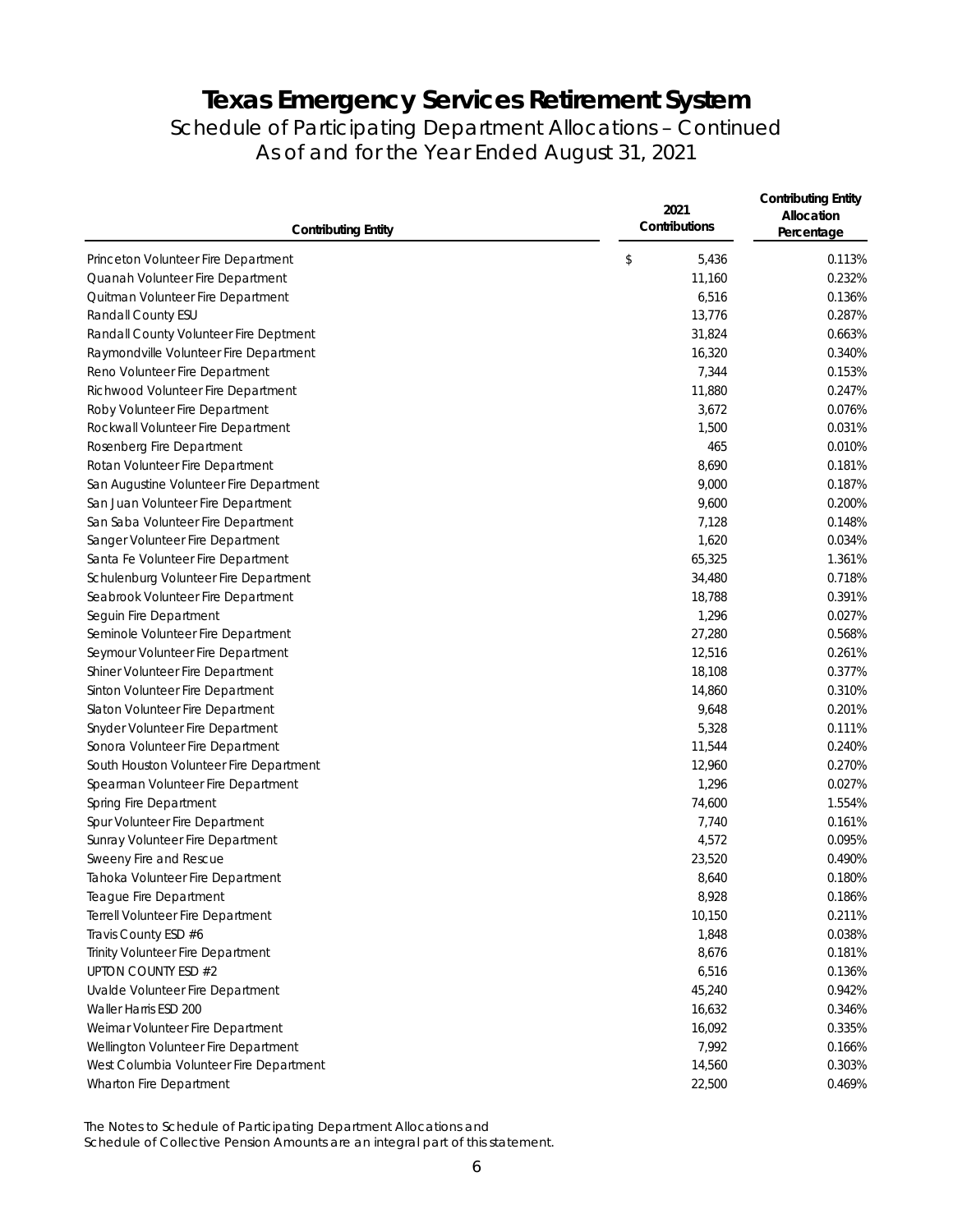# Texas Emergency Services Retirement System

## Schedule of Participating Department Allocations – Continued

## As of and for the Year Ended August 31, 2021

| Contributing Entity | 2021 Contributions | Contributing Entity Allocation Percentage |
|---|---|---|
| Princeton Volunteer Fire Department | $ 5,436 | 0.113% |
| Quanah Volunteer Fire Department | 11,160 | 0.232% |
| Quitman Volunteer Fire Department | 6,516 | 0.136% |
| Randall County ESU | 13,776 | 0.287% |
| Randall County Volunteer Fire Deptment | 31,824 | 0.663% |
| Raymondville Volunteer Fire Department | 16,320 | 0.340% |
| Reno Volunteer Fire Department | 7,344 | 0.153% |
| Richwood Volunteer Fire Department | 11,880 | 0.247% |
| Roby Volunteer Fire Department | 3,672 | 0.076% |
| Rockwall Volunteer Fire Department | 1,500 | 0.031% |
| Rosenberg Fire Department | 465 | 0.010% |
| Rotan Volunteer Fire Department | 8,690 | 0.181% |
| San Augustine Volunteer Fire Department | 9,000 | 0.187% |
| San Juan Volunteer Fire Department | 9,600 | 0.200% |
| San Saba Volunteer Fire Department | 7,128 | 0.148% |
| Sanger Volunteer Fire Department | 1,620 | 0.034% |
| Santa Fe Volunteer Fire Department | 65,325 | 1.361% |
| Schulenburg Volunteer Fire Department | 34,480 | 0.718% |
| Seabrook Volunteer Fire Department | 18,788 | 0.391% |
| Seguin Fire Department | 1,296 | 0.027% |
| Seminole Volunteer Fire Department | 27,280 | 0.568% |
| Seymour Volunteer Fire Department | 12,516 | 0.261% |
| Shiner Volunteer Fire Department | 18,108 | 0.377% |
| Sinton Volunteer Fire Department | 14,860 | 0.310% |
| Slaton Volunteer Fire Department | 9,648 | 0.201% |
| Snyder Volunteer Fire Department | 5,328 | 0.111% |
| Sonora Volunteer Fire Department | 11,544 | 0.240% |
| South Houston Volunteer Fire Department | 12,960 | 0.270% |
| Spearman Volunteer Fire Department | 1,296 | 0.027% |
| Spring Fire Department | 74,600 | 1.554% |
| Spur Volunteer Fire Department | 7,740 | 0.161% |
| Sunray Volunteer Fire Department | 4,572 | 0.095% |
| Sweeny Fire and Rescue | 23,520 | 0.490% |
| Tahoka Volunteer Fire Department | 8,640 | 0.180% |
| Teague Fire Department | 8,928 | 0.186% |
| Terrell Volunteer Fire Department | 10,150 | 0.211% |
| Travis County ESD #6 | 1,848 | 0.038% |
| Trinity Volunteer Fire Department | 8,676 | 0.181% |
| UPTON COUNTY ESD #2 | 6,516 | 0.136% |
| Uvalde Volunteer Fire Department | 45,240 | 0.942% |
| Waller Harris ESD 200 | 16,632 | 0.346% |
| Weimar Volunteer Fire Department | 16,092 | 0.335% |
| Wellington Volunteer Fire Department | 7,992 | 0.166% |
| West Columbia Volunteer Fire Department | 14,560 | 0.303% |
| Wharton Fire Department | 22,500 | 0.469% |

The Notes to Schedule of Participating Department Allocations and Schedule of Collective Pension Amounts are an integral part of this statement.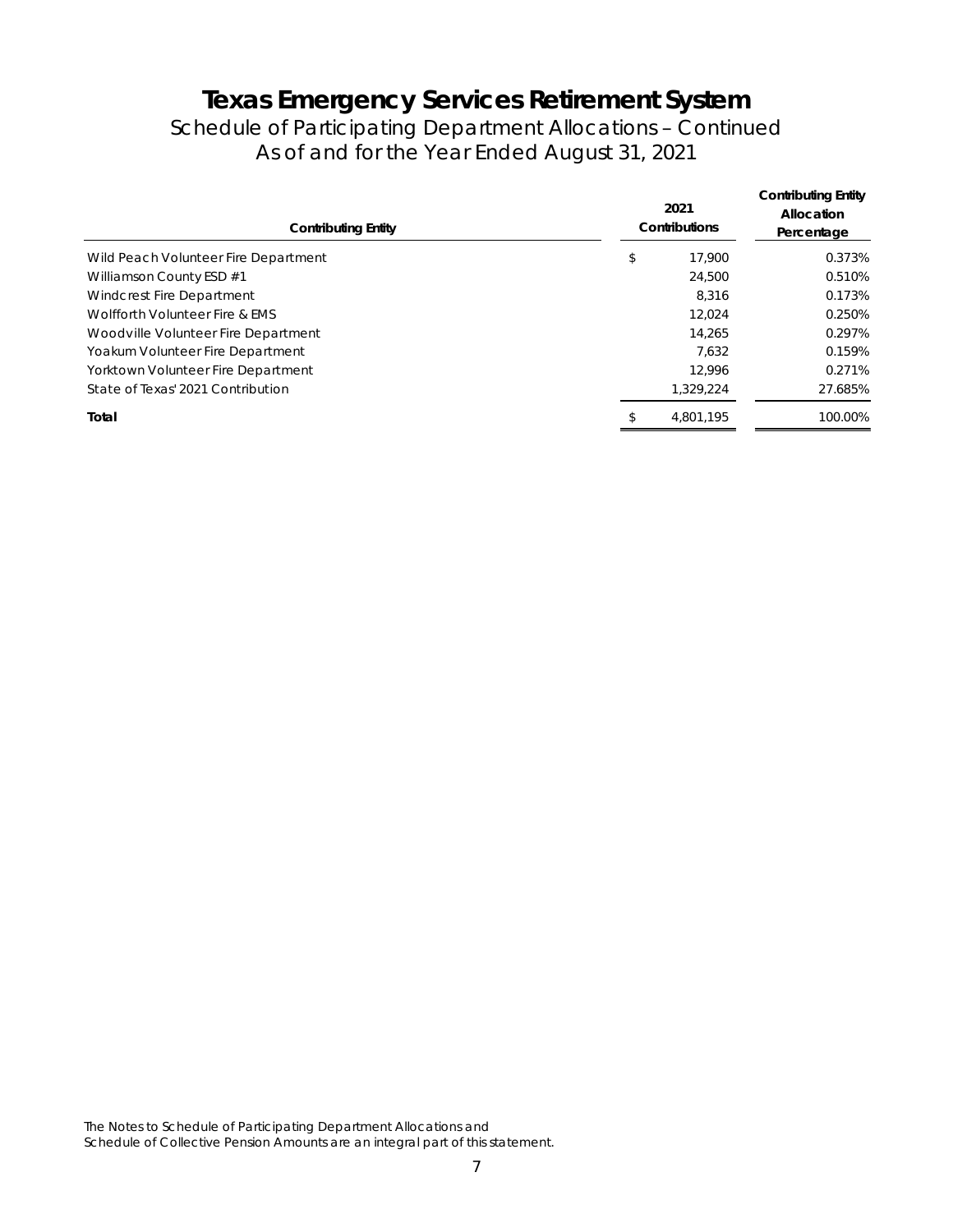# Texas Emergency Services Retirement System

## Schedule of Participating Department Allocations – Continued
## As of and for the Year Ended August 31, 2021

| Contributing Entity | 2021 Contributions | Contributing Entity Allocation Percentage |
|---|---|---|
| Wild Peach Volunteer Fire Department | $ 17,900 | 0.373% |
| Williamson County ESD #1 | 24,500 | 0.510% |
| Windcrest Fire Department | 8,316 | 0.173% |
| Wolfforth Volunteer Fire & EMS | 12,024 | 0.250% |
| Woodville Volunteer Fire Department | 14,265 | 0.297% |
| Yoakum Volunteer Fire Department | 7,632 | 0.159% |
| Yorktown Volunteer Fire Department | 12,996 | 0.271% |
| State of Texas' 2021 Contribution | 1,329,224 | 27.685% |
| **Total** | $ 4,801,195 | 100.00% |

The Notes to Schedule of Participating Department Allocations and Schedule of Collective Pension Amounts are an integral part of this statement.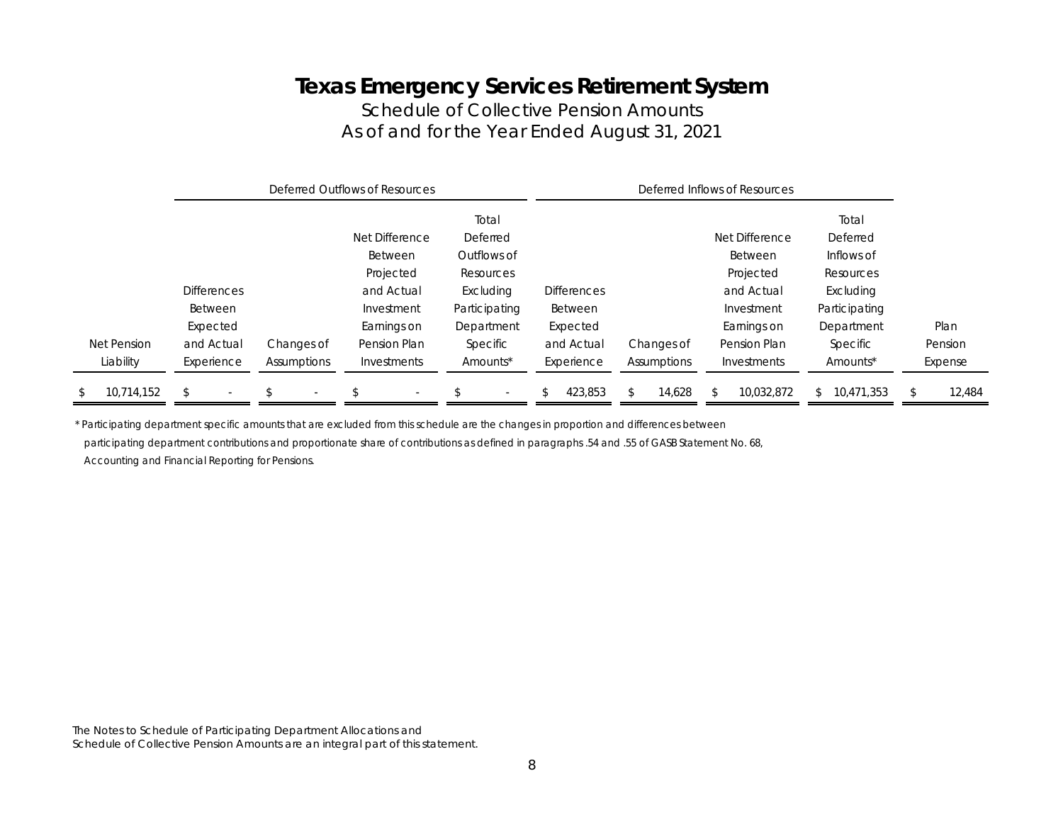# Texas Emergency Services Retirement System

## Schedule of Collective Pension Amounts
## As of and for the Year Ended August 31, 2021

| | Deferred Outflows of Resources | | | | Deferred Inflows of Resources | | | | |
|---|---|---|---|---|---|---|---|---|---|
| Net Pension Liability | Differences Between Expected and Actual Experience | Changes of Assumptions | Net Difference Between Projected and Actual Investment Earnings on Pension Plan Investments | Total Deferred Outflows of Resources Excluding Participating Department Specific Amounts* | Differences Between Expected and Actual Experience | Changes of Assumptions | Net Difference Between Projected and Actual Investment Earnings on Pension Plan Investments | Total Deferred Inflows of Resources Excluding Participating Department Specific Amounts* | Plan Pension Expense |
| $ 10,714,152 | $ - | $ - | $ - | $ - | $ 423,853 | $ 14,628 | $ 10,032,872 | $ 10,471,353 | $ 12,484 |

*Participating department specific amounts that are excluded from this schedule are the changes in proportion and differences between participating department contributions and proportionate share of contributions as defined in paragraphs .54 and .55 of GASB Statement No. 68, Accounting and Financial Reporting for Pensions.

The Notes to Schedule of Participating Department Allocations and Schedule of Collective Pension Amounts are an integral part of this statement.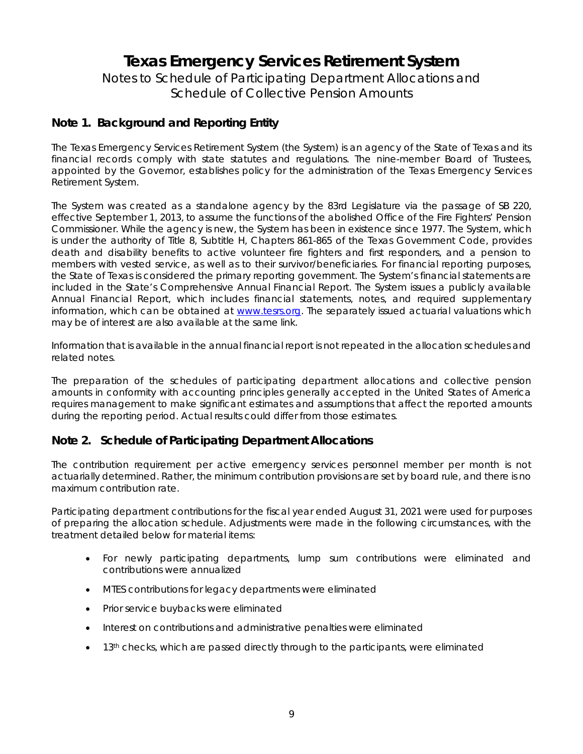# Texas Emergency Services Retirement System

Notes to Schedule of Participating Department Allocations and Schedule of Collective Pension Amounts

## Note 1. Background and Reporting Entity

The Texas Emergency Services Retirement System (the System) is an agency of the State of Texas and its financial records comply with state statutes and regulations. The nine-member Board of Trustees, appointed by the Governor, establishes policy for the administration of the Texas Emergency Services Retirement System.

The System was created as a standalone agency by the 83rd Legislature via the passage of SB 220, effective September 1, 2013, to assume the functions of the abolished Office of the Fire Fighters' Pension Commissioner. While the agency is new, the System has been in existence since 1977. The System, which is under the authority of Title 8, Subtitle H, Chapters 861-865 of the Texas Government Code, provides death and disability benefits to active volunteer fire fighters and first responders, and a pension to members with vested service, as well as to their survivor/beneficiaries. For financial reporting purposes, the State of Texas is considered the primary reporting government. The System's financial statements are included in the State's Comprehensive Annual Financial Report. The System issues a publicly available Annual Financial Report, which includes financial statements, notes, and required supplementary information, which can be obtained at [www.tesrs.org](http://www.tesrs.org). The separately issued actuarial valuations which may be of interest are also available at the same link.

Information that is available in the annual financial report is not repeated in the allocation schedules and related notes.

The preparation of the schedules of participating department allocations and collective pension amounts in conformity with accounting principles generally accepted in the United States of America requires management to make significant estimates and assumptions that affect the reported amounts during the reporting period. Actual results could differ from those estimates.

## Note 2. Schedule of Participating Department Allocations

The contribution requirement per active emergency services personnel member per month is not actuarially determined. Rather, the minimum contribution provisions are set by board rule, and there is no maximum contribution rate.

Participating department contributions for the fiscal year ended August 31, 2021 were used for purposes of preparing the allocation schedule. Adjustments were made in the following circumstances, with the treatment detailed below for material items:

- For newly participating departments, lump sum contributions were eliminated and contributions were annualized
- MTES contributions for legacy departments were eliminated
- Prior service buybacks were eliminated
- Interest on contributions and administrative penalties were eliminated
- 13th checks, which are passed directly through to the participants, were eliminated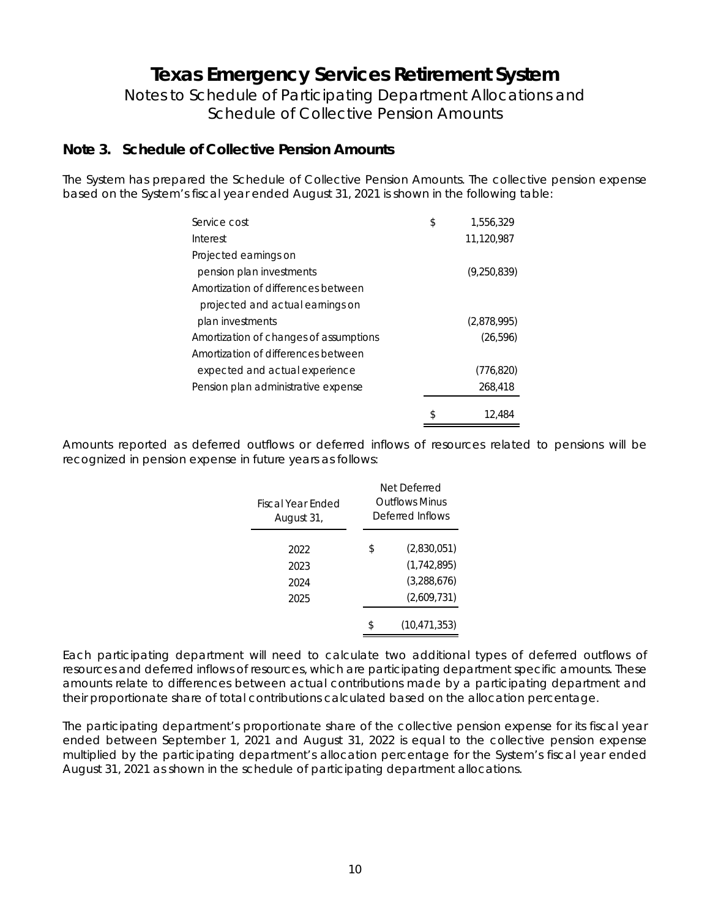# Texas Emergency Services Retirement System

Notes to Schedule of Participating Department Allocations and Schedule of Collective Pension Amounts

## Note 3. Schedule of Collective Pension Amounts

The System has prepared the Schedule of Collective Pension Amounts. The collective pension expense based on the System's fiscal year ended August 31, 2021 is shown in the following table:

| | | |
|---|---|---|
| Service cost | $ | 1,556,329 |
| Interest | | 11,120,987 |
| Projected earnings on pension plan investments | | (9,250,839) |
| Amortization of differences between projected and actual earnings on plan investments | | (2,878,995) |
| Amortization of changes of assumptions | | (26,596) |
| Amortization of differences between expected and actual experience | | (776,820) |
| Pension plan administrative expense | | 268,418 |
| | $ | 12,484 |

Amounts reported as deferred outflows or deferred inflows of resources related to pensions will be recognized in pension expense in future years as follows:

| Fiscal Year Ended August 31, | | Net Deferred Outflows Minus Deferred Inflows |
|---|---|---|
| 2022 | $ | (2,830,051) |
| 2023 | | (1,742,895) |
| 2024 | | (3,288,676) |
| 2025 | | (2,609,731) |
| | $ | (10,471,353) |

Each participating department will need to calculate two additional types of deferred outflows of resources and deferred inflows of resources, which are participating department specific amounts. These amounts relate to differences between actual contributions made by a participating department and their proportionate share of total contributions calculated based on the allocation percentage.

The participating department's proportionate share of the collective pension expense for its fiscal year ended between September 1, 2021 and August 31, 2022 is equal to the collective pension expense multiplied by the participating department's allocation percentage for the System's fiscal year ended August 31, 2021 as shown in the schedule of participating department allocations.